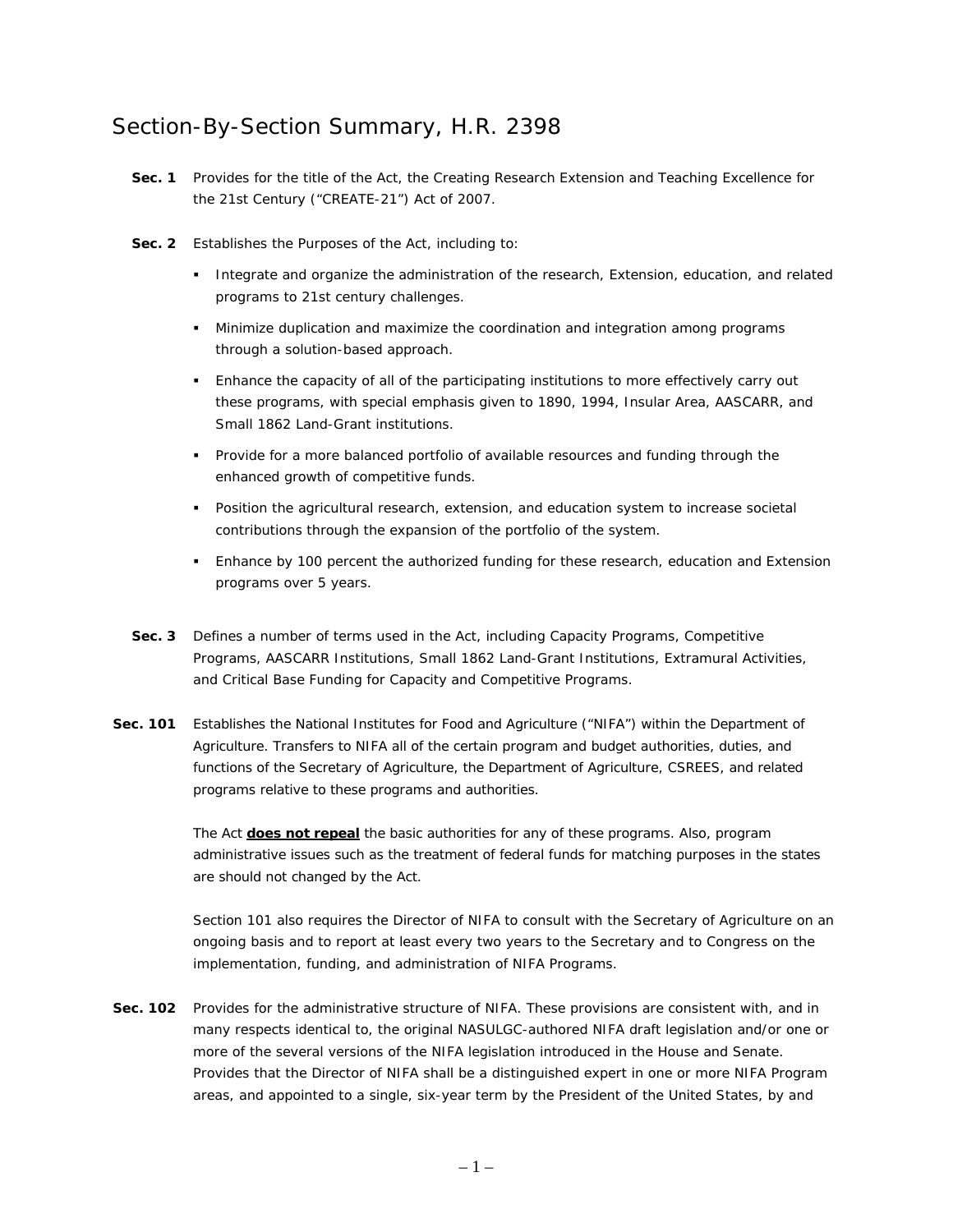# Section-By-Section Summary, H.R. 2398

**Sec. 1** Provides for the title of the Act, the Creating Research Extension and Teaching Excellence for the 21st Century ("CREATE-21") Act of 2007.

**Sec. 2** Establishes the Purposes of the Act, including to:

- Integrate and organize the administration of the research, Extension, education, and related programs to 21st century challenges.
- Minimize duplication and maximize the coordination and integration among programs through a solution-based approach.
- Enhance the capacity of all of the participating institutions to more effectively carry out these programs, with special emphasis given to 1890, 1994, Insular Area, AASCARR, and Small 1862 Land-Grant institutions.
- Provide for a more balanced portfolio of available resources and funding through the enhanced growth of competitive funds.
- Position the agricultural research, extension, and education system to increase societal contributions through the expansion of the portfolio of the system.
- Enhance by 100 percent the authorized funding for these research, education and Extension programs over 5 years.

**Sec. 3** Defines a number of terms used in the Act, including Capacity Programs, Competitive Programs, AASCARR Institutions, Small 1862 Land-Grant Institutions, Extramural Activities, and Critical Base Funding for Capacity and Competitive Programs.

**Sec. 101** Establishes the National Institutes for Food and Agriculture ("NIFA") within the Department of Agriculture. Transfers to NIFA all of the certain program and budget authorities, duties, and functions of the Secretary of Agriculture, the Department of Agriculture, CSREES, and related programs relative to these programs and authorities.

The Act **does not repeal** the basic authorities for any of these programs. Also, program administrative issues such as the treatment of federal funds for matching purposes in the states are should not changed by the Act.

Section 101 also requires the Director of NIFA to consult with the Secretary of Agriculture on an ongoing basis and to report at least every two years to the Secretary and to Congress on the implementation, funding, and administration of NIFA Programs.

**Sec. 102** Provides for the administrative structure of NIFA. These provisions are consistent with, and in many respects identical to, the original NASULGC-authored NIFA draft legislation and/or one or more of the several versions of the NIFA legislation introduced in the House and Senate. Provides that the Director of NIFA shall be a distinguished expert in one or more NIFA Program areas, and appointed to a single, six-year term by the President of the United States, by and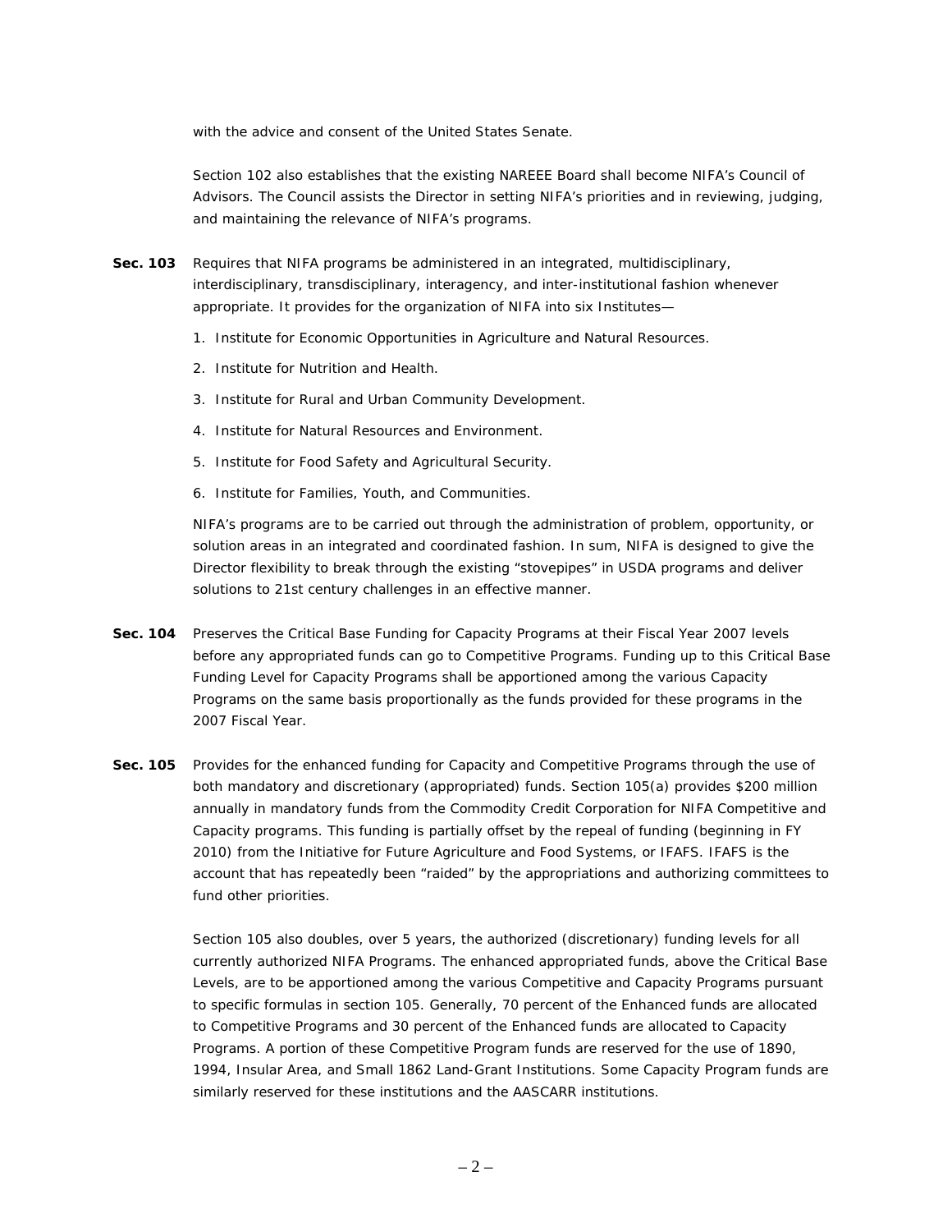with the advice and consent of the United States Senate.

Section 102 also establishes that the existing NAREEE Board shall become NIFA's Council of Advisors. The Council assists the Director in setting NIFA's priorities and in reviewing, judging, and maintaining the relevance of NIFA's programs.

**Sec. 103** Requires that NIFA programs be administered in an integrated, multidisciplinary, interdisciplinary, transdisciplinary, interagency, and inter-institutional fashion whenever appropriate. It provides for the organization of NIFA into six Institutes—

1. Institute for Economic Opportunities in Agriculture and Natural Resources.
2. Institute for Nutrition and Health.
3. Institute for Rural and Urban Community Development.
4. Institute for Natural Resources and Environment.
5. Institute for Food Safety and Agricultural Security.
6. Institute for Families, Youth, and Communities.

NIFA's programs are to be carried out through the administration of problem, opportunity, or solution areas in an integrated and coordinated fashion. In sum, NIFA is designed to give the Director flexibility to break through the existing "stovepipes" in USDA programs and deliver solutions to 21st century challenges in an effective manner.

**Sec. 104** Preserves the Critical Base Funding for Capacity Programs at their Fiscal Year 2007 levels before any appropriated funds can go to Competitive Programs. Funding up to this Critical Base Funding Level for Capacity Programs shall be apportioned among the various Capacity Programs on the same basis proportionally as the funds provided for these programs in the 2007 Fiscal Year.

**Sec. 105** Provides for the enhanced funding for Capacity and Competitive Programs through the use of both mandatory and discretionary (appropriated) funds. Section 105(a) provides $200 million annually in mandatory funds from the Commodity Credit Corporation for NIFA Competitive and Capacity programs. This funding is partially offset by the repeal of funding (beginning in FY 2010) from the Initiative for Future Agriculture and Food Systems, or IFAFS. IFAFS is the account that has repeatedly been "raided" by the appropriations and authorizing committees to fund other priorities.

Section 105 also doubles, over 5 years, the authorized (discretionary) funding levels for all currently authorized NIFA Programs. The enhanced appropriated funds, above the Critical Base Levels, are to be apportioned among the various Competitive and Capacity Programs pursuant to specific formulas in section 105. Generally, 70 percent of the Enhanced funds are allocated to Competitive Programs and 30 percent of the Enhanced funds are allocated to Capacity Programs. A portion of these Competitive Program funds are reserved for the use of 1890, 1994, Insular Area, and Small 1862 Land-Grant Institutions. Some Capacity Program funds are similarly reserved for these institutions and the AASCARR institutions.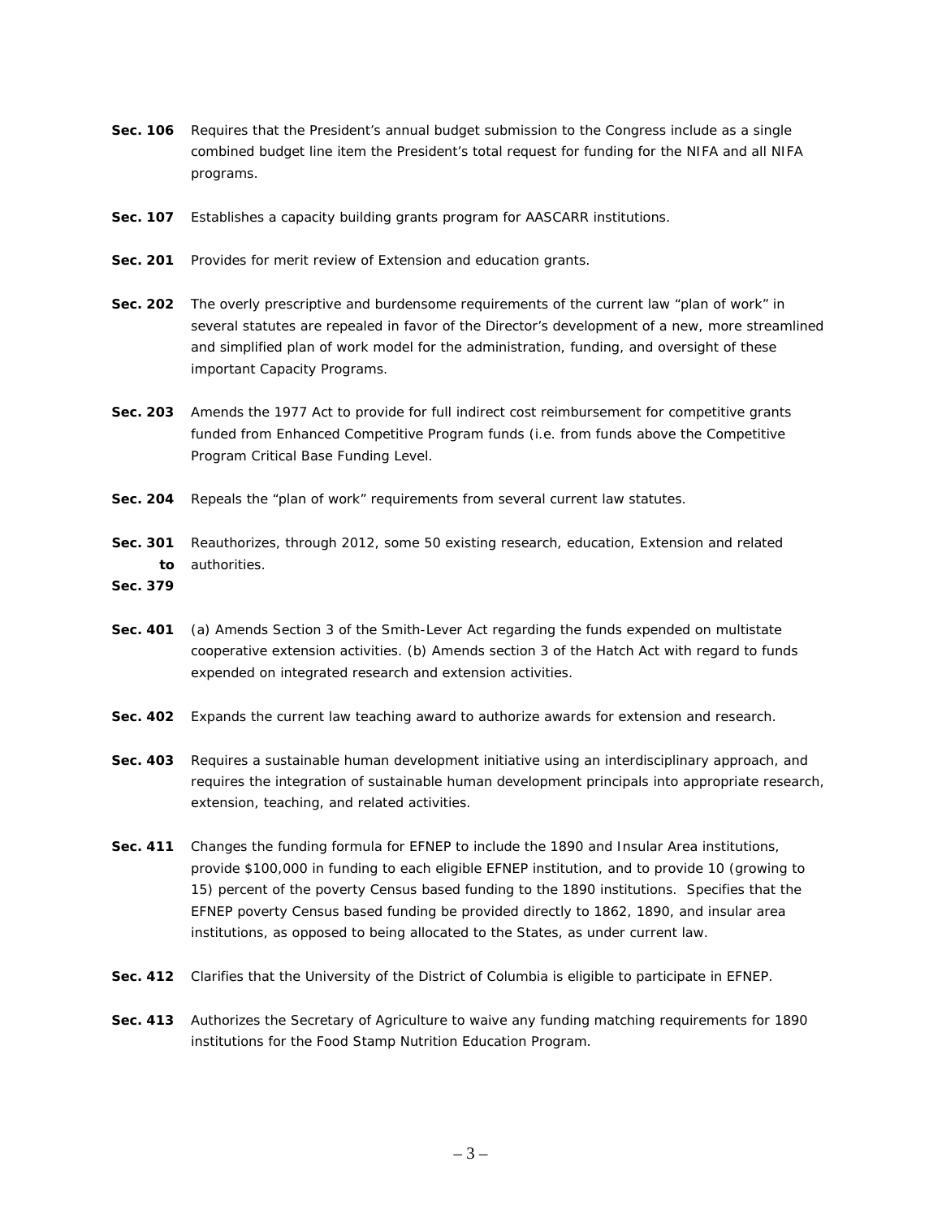**Sec. 106** Requires that the President's annual budget submission to the Congress include as a single combined budget line item the President's total request for funding for the NIFA and all NIFA programs.

**Sec. 107** Establishes a capacity building grants program for AASCARR institutions.

**Sec. 201** Provides for merit review of Extension and education grants.

**Sec. 202** The overly prescriptive and burdensome requirements of the current law "plan of work" in several statutes are repealed in favor of the Director's development of a new, more streamlined and simplified plan of work model for the administration, funding, and oversight of these important Capacity Programs.

**Sec. 203** Amends the 1977 Act to provide for full indirect cost reimbursement for competitive grants funded from Enhanced Competitive Program funds (i.e. from funds above the Competitive Program Critical Base Funding Level.

**Sec. 204** Repeals the "plan of work" requirements from several current law statutes.

**Sec. 301 to Sec. 379** Reauthorizes, through 2012, some 50 existing research, education, Extension and related authorities.

**Sec. 401** (a) Amends Section 3 of the Smith-Lever Act regarding the funds expended on multistate cooperative extension activities. (b) Amends section 3 of the Hatch Act with regard to funds expended on integrated research and extension activities.

**Sec. 402** Expands the current law teaching award to authorize awards for extension and research.

**Sec. 403** Requires a sustainable human development initiative using an interdisciplinary approach, and requires the integration of sustainable human development principals into appropriate research, extension, teaching, and related activities.

**Sec. 411** Changes the funding formula for EFNEP to include the 1890 and Insular Area institutions, provide $100,000 in funding to each eligible EFNEP institution, and to provide 10 (growing to 15) percent of the poverty Census based funding to the 1890 institutions. Specifies that the EFNEP poverty Census based funding be provided directly to 1862, 1890, and insular area institutions, as opposed to being allocated to the States, as under current law.

**Sec. 412** Clarifies that the University of the District of Columbia is eligible to participate in EFNEP.

**Sec. 413** Authorizes the Secretary of Agriculture to waive any funding matching requirements for 1890 institutions for the Food Stamp Nutrition Education Program.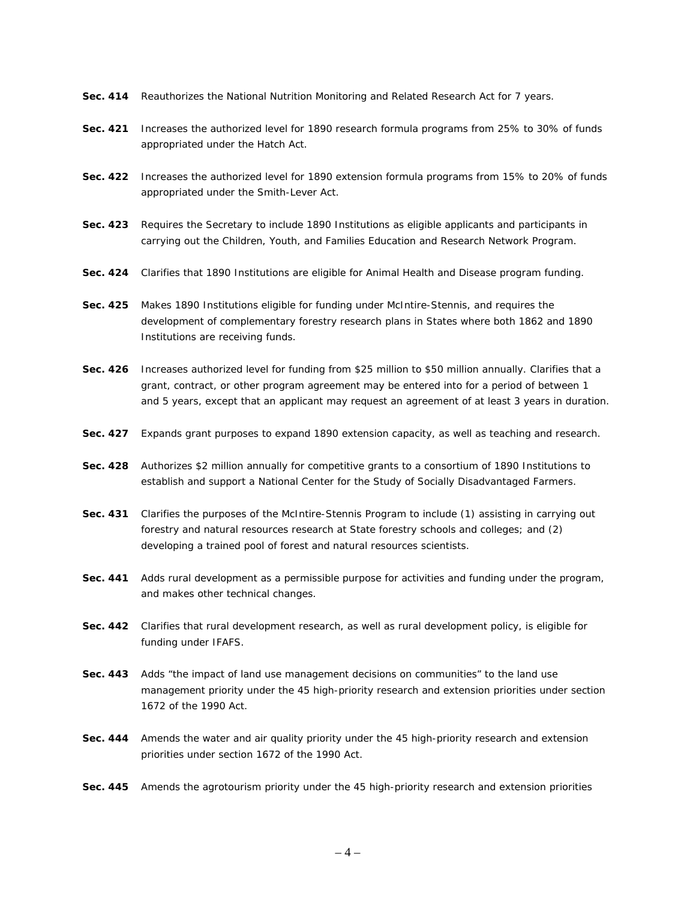**Sec. 414** Reauthorizes the National Nutrition Monitoring and Related Research Act for 7 years.

**Sec. 421** Increases the authorized level for 1890 research formula programs from 25% to 30% of funds appropriated under the Hatch Act.

**Sec. 422** Increases the authorized level for 1890 extension formula programs from 15% to 20% of funds appropriated under the Smith-Lever Act.

**Sec. 423** Requires the Secretary to include 1890 Institutions as eligible applicants and participants in carrying out the Children, Youth, and Families Education and Research Network Program.

**Sec. 424** Clarifies that 1890 Institutions are eligible for Animal Health and Disease program funding.

**Sec. 425** Makes 1890 Institutions eligible for funding under McIntire-Stennis, and requires the development of complementary forestry research plans in States where both 1862 and 1890 Institutions are receiving funds.

**Sec. 426** Increases authorized level for funding from $25 million to $50 million annually. Clarifies that a grant, contract, or other program agreement may be entered into for a period of between 1 and 5 years, except that an applicant may request an agreement of at least 3 years in duration.

**Sec. 427** Expands grant purposes to expand 1890 extension capacity, as well as teaching and research.

**Sec. 428** Authorizes $2 million annually for competitive grants to a consortium of 1890 Institutions to establish and support a National Center for the Study of Socially Disadvantaged Farmers.

**Sec. 431** Clarifies the purposes of the McIntire-Stennis Program to include (1) assisting in carrying out forestry and natural resources research at State forestry schools and colleges; and (2) developing a trained pool of forest and natural resources scientists.

**Sec. 441** Adds rural development as a permissible purpose for activities and funding under the program, and makes other technical changes.

**Sec. 442** Clarifies that rural development research, as well as rural development policy, is eligible for funding under IFAFS.

**Sec. 443** Adds "the impact of land use management decisions on communities" to the land use management priority under the 45 high-priority research and extension priorities under section 1672 of the 1990 Act.

**Sec. 444** Amends the water and air quality priority under the 45 high-priority research and extension priorities under section 1672 of the 1990 Act.

**Sec. 445** Amends the agrotourism priority under the 45 high-priority research and extension priorities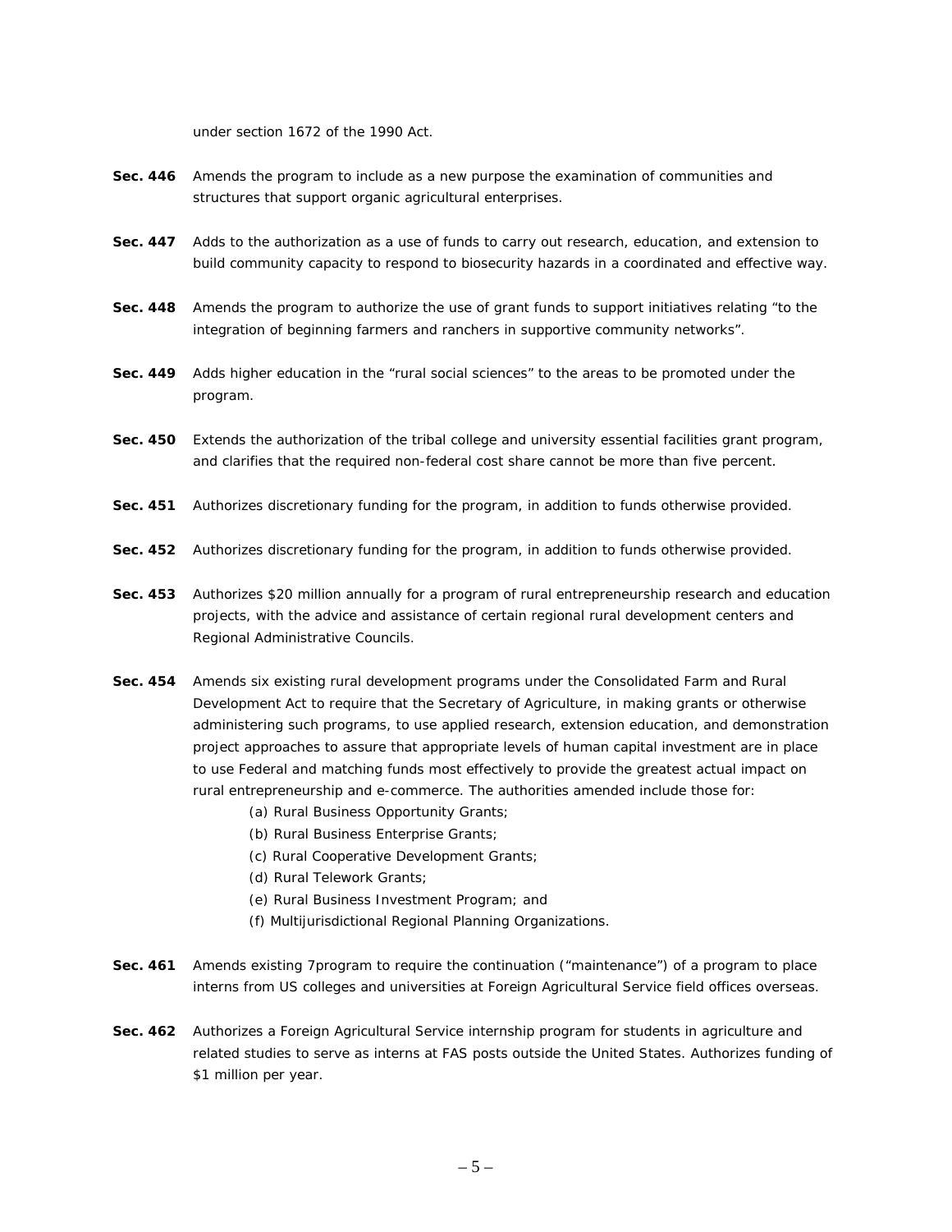under section 1672 of the 1990 Act.

**Sec. 446** Amends the program to include as a new purpose the examination of communities and structures that support organic agricultural enterprises.

**Sec. 447** Adds to the authorization as a use of funds to carry out research, education, and extension to build community capacity to respond to biosecurity hazards in a coordinated and effective way.

**Sec. 448** Amends the program to authorize the use of grant funds to support initiatives relating "to the integration of beginning farmers and ranchers in supportive community networks".

**Sec. 449** Adds higher education in the "rural social sciences" to the areas to be promoted under the program.

**Sec. 450** Extends the authorization of the tribal college and university essential facilities grant program, and clarifies that the required non-federal cost share cannot be more than five percent.

**Sec. 451** Authorizes discretionary funding for the program, in addition to funds otherwise provided.

**Sec. 452** Authorizes discretionary funding for the program, in addition to funds otherwise provided.

**Sec. 453** Authorizes $20 million annually for a program of rural entrepreneurship research and education projects, with the advice and assistance of certain regional rural development centers and Regional Administrative Councils.

**Sec. 454** Amends six existing rural development programs under the Consolidated Farm and Rural Development Act to require that the Secretary of Agriculture, in making grants or otherwise administering such programs, to use applied research, extension education, and demonstration project approaches to assure that appropriate levels of human capital investment are in place to use Federal and matching funds most effectively to provide the greatest actual impact on rural entrepreneurship and e-commerce. The authorities amended include those for:

(a) Rural Business Opportunity Grants;
(b) Rural Business Enterprise Grants;
(c) Rural Cooperative Development Grants;
(d) Rural Telework Grants;
(e) Rural Business Investment Program; and
(f) Multijurisdictional Regional Planning Organizations.

**Sec. 461** Amends existing 7program to require the continuation ("maintenance") of a program to place interns from US colleges and universities at Foreign Agricultural Service field offices overseas.

**Sec. 462** Authorizes a Foreign Agricultural Service internship program for students in agriculture and related studies to serve as interns at FAS posts outside the United States. Authorizes funding of $1 million per year.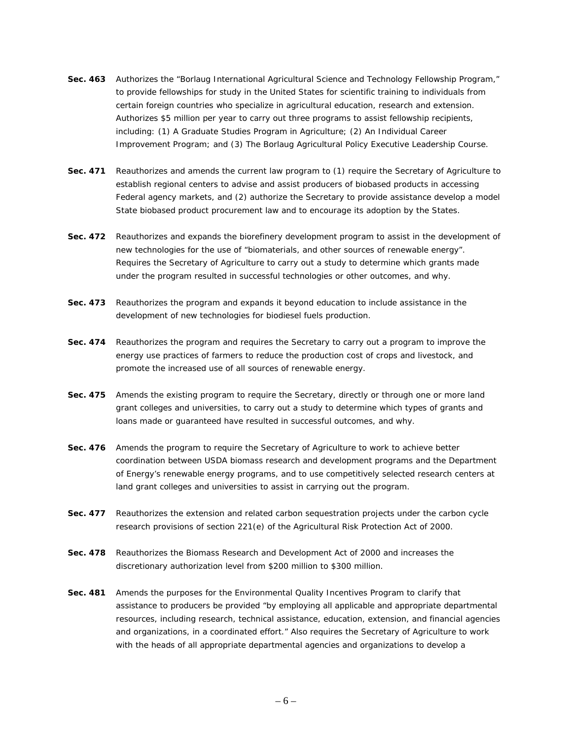**Sec. 463** Authorizes the "Borlaug International Agricultural Science and Technology Fellowship Program," to provide fellowships for study in the United States for scientific training to individuals from certain foreign countries who specialize in agricultural education, research and extension. Authorizes $5 million per year to carry out three programs to assist fellowship recipients, including: (1) A Graduate Studies Program in Agriculture; (2) An Individual Career Improvement Program; and (3) The Borlaug Agricultural Policy Executive Leadership Course.

**Sec. 471** Reauthorizes and amends the current law program to (1) require the Secretary of Agriculture to establish regional centers to advise and assist producers of biobased products in accessing Federal agency markets, and (2) authorize the Secretary to provide assistance develop a model State biobased product procurement law and to encourage its adoption by the States.

**Sec. 472** Reauthorizes and expands the biorefinery development program to assist in the development of new technologies for the use of "biomaterials, and other sources of renewable energy". Requires the Secretary of Agriculture to carry out a study to determine which grants made under the program resulted in successful technologies or other outcomes, and why.

**Sec. 473** Reauthorizes the program and expands it beyond education to include assistance in the development of new technologies for biodiesel fuels production.

**Sec. 474** Reauthorizes the program and requires the Secretary to carry out a program to improve the energy use practices of farmers to reduce the production cost of crops and livestock, and promote the increased use of all sources of renewable energy.

**Sec. 475** Amends the existing program to require the Secretary, directly or through one or more land grant colleges and universities, to carry out a study to determine which types of grants and loans made or guaranteed have resulted in successful outcomes, and why.

**Sec. 476** Amends the program to require the Secretary of Agriculture to work to achieve better coordination between USDA biomass research and development programs and the Department of Energy's renewable energy programs, and to use competitively selected research centers at land grant colleges and universities to assist in carrying out the program.

**Sec. 477** Reauthorizes the extension and related carbon sequestration projects under the carbon cycle research provisions of section 221(e) of the Agricultural Risk Protection Act of 2000.

**Sec. 478** Reauthorizes the Biomass Research and Development Act of 2000 and increases the discretionary authorization level from $200 million to $300 million.

**Sec. 481** Amends the purposes for the Environmental Quality Incentives Program to clarify that assistance to producers be provided "by employing all applicable and appropriate departmental resources, including research, technical assistance, education, extension, and financial agencies and organizations, in a coordinated effort." Also requires the Secretary of Agriculture to work with the heads of all appropriate departmental agencies and organizations to develop a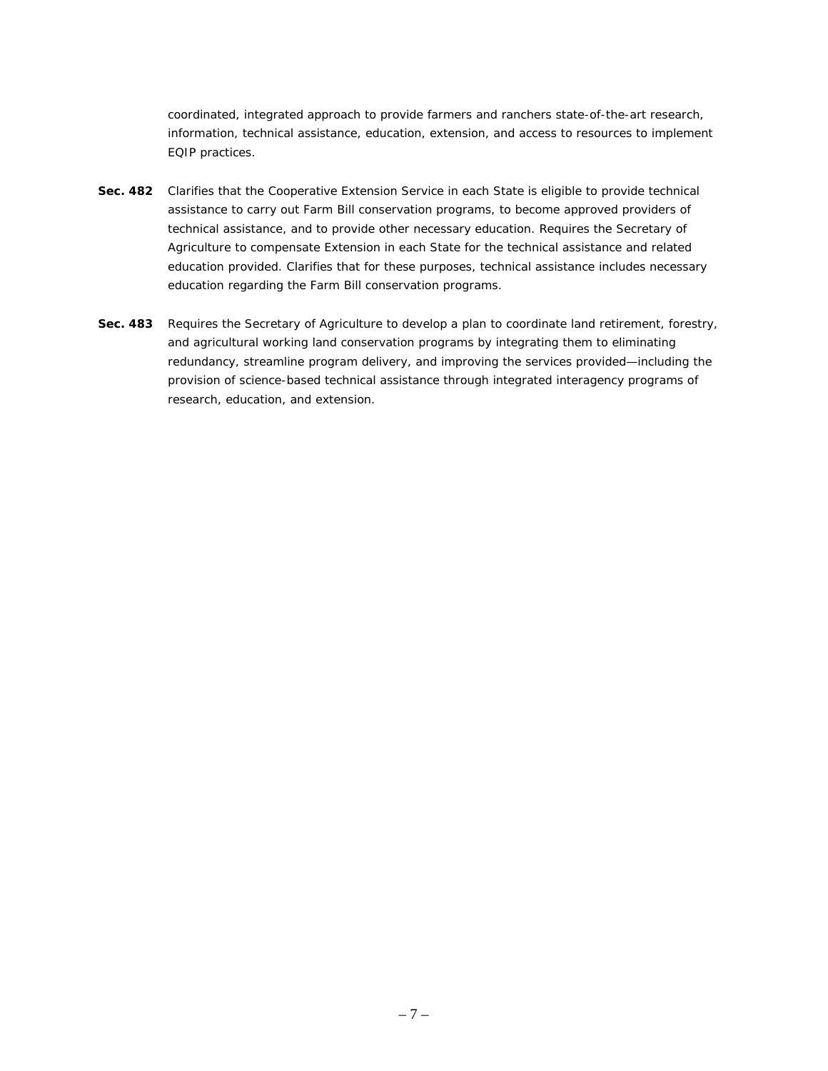coordinated, integrated approach to provide farmers and ranchers state-of-the-art research, information, technical assistance, education, extension, and access to resources to implement EQIP practices.

**Sec. 482** Clarifies that the Cooperative Extension Service in each State is eligible to provide technical assistance to carry out Farm Bill conservation programs, to become approved providers of technical assistance, and to provide other necessary education. Requires the Secretary of Agriculture to compensate Extension in each State for the technical assistance and related education provided. Clarifies that for these purposes, technical assistance includes necessary education regarding the Farm Bill conservation programs.

**Sec. 483** Requires the Secretary of Agriculture to develop a plan to coordinate land retirement, forestry, and agricultural working land conservation programs by integrating them to eliminating redundancy, streamline program delivery, and improving the services provided—including the provision of science-based technical assistance through integrated interagency programs of research, education, and extension.